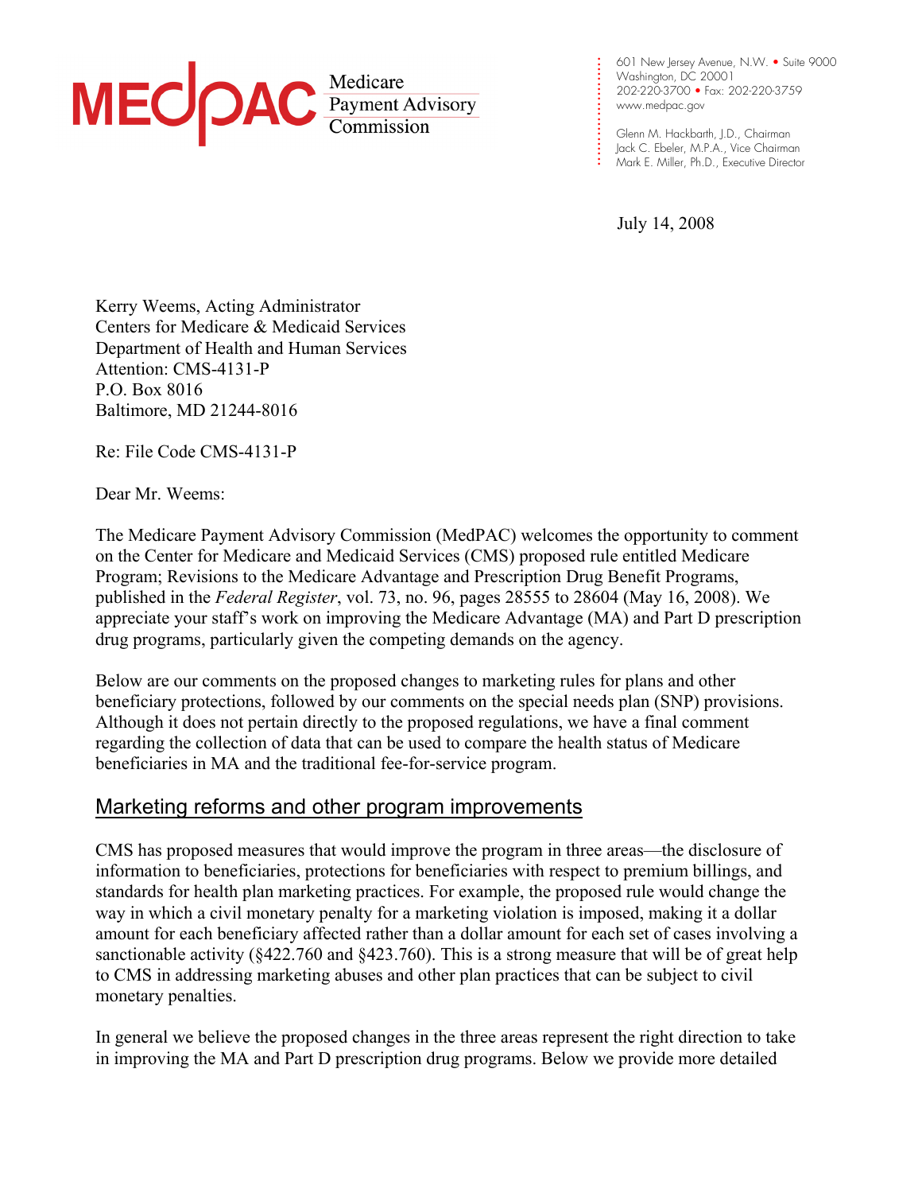MEDPAC Medicare Payment Advisory Commission

601 New Jersey Avenue, N.W. • Suite 9000
Washington, DC 20001
202-220-3700 • Fax: 202-220-3759
www.medpac.gov

Glenn M. Hackbarth, J.D., Chairman
Jack C. Ebeler, M.P.A., Vice Chairman
Mark E. Miller, Ph.D., Executive Director

July 14, 2008

Kerry Weems, Acting Administrator
Centers for Medicare & Medicaid Services
Department of Health and Human Services
Attention: CMS-4131-P
P.O. Box 8016
Baltimore, MD 21244-8016

Re: File Code CMS-4131-P

Dear Mr. Weems:

The Medicare Payment Advisory Commission (MedPAC) welcomes the opportunity to comment on the Center for Medicare and Medicaid Services (CMS) proposed rule entitled Medicare Program; Revisions to the Medicare Advantage and Prescription Drug Benefit Programs, published in the *Federal Register*, vol. 73, no. 96, pages 28555 to 28604 (May 16, 2008). We appreciate your staff's work on improving the Medicare Advantage (MA) and Part D prescription drug programs, particularly given the competing demands on the agency.

Below are our comments on the proposed changes to marketing rules for plans and other beneficiary protections, followed by our comments on the special needs plan (SNP) provisions. Although it does not pertain directly to the proposed regulations, we have a final comment regarding the collection of data that can be used to compare the health status of Medicare beneficiaries in MA and the traditional fee-for-service program.

## Marketing reforms and other program improvements

CMS has proposed measures that would improve the program in three areas—the disclosure of information to beneficiaries, protections for beneficiaries with respect to premium billings, and standards for health plan marketing practices. For example, the proposed rule would change the way in which a civil monetary penalty for a marketing violation is imposed, making it a dollar amount for each beneficiary affected rather than a dollar amount for each set of cases involving a sanctionable activity (§422.760 and §423.760). This is a strong measure that will be of great help to CMS in addressing marketing abuses and other plan practices that can be subject to civil monetary penalties.

In general we believe the proposed changes in the three areas represent the right direction to take in improving the MA and Part D prescription drug programs. Below we provide more detailed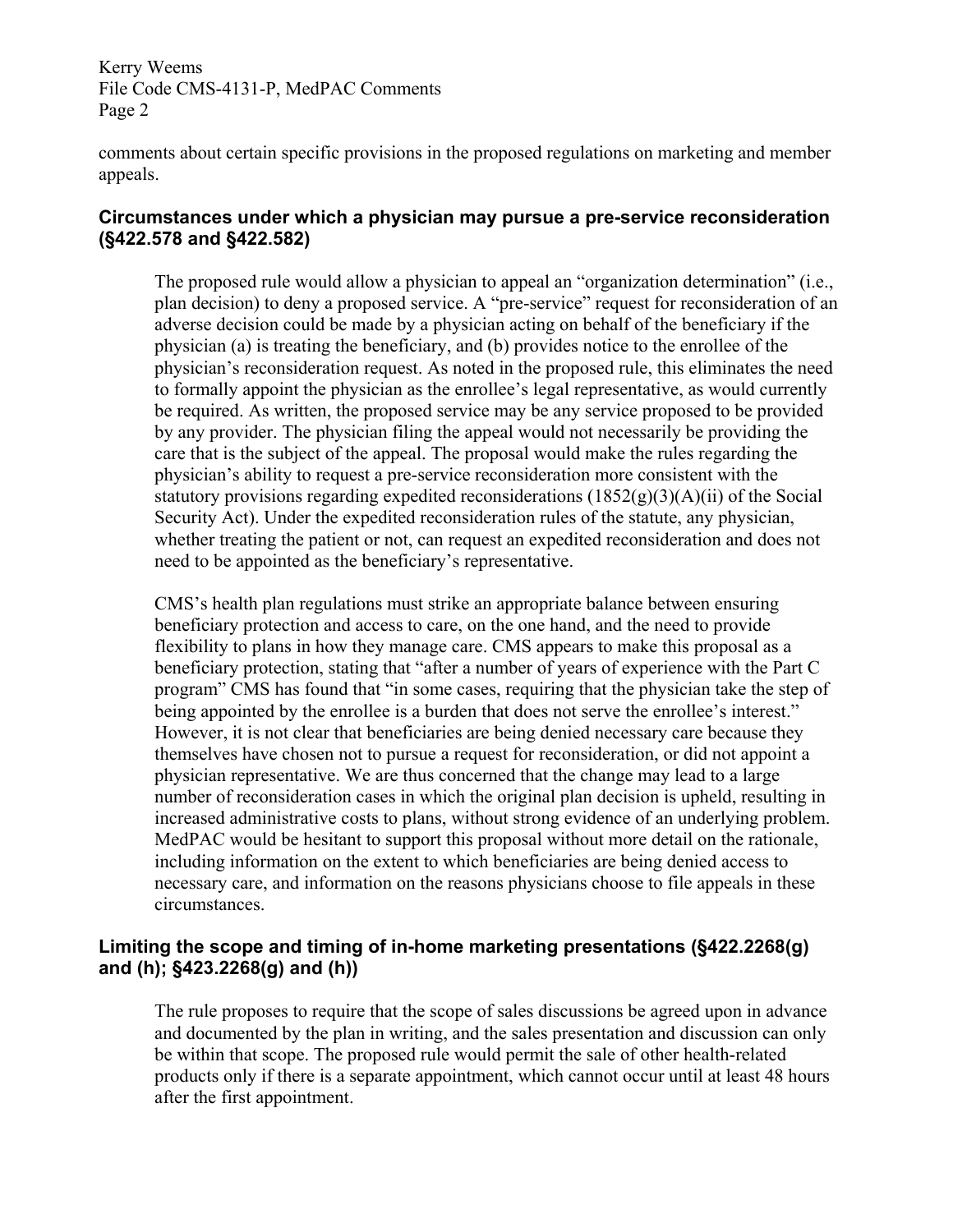comments about certain specific provisions in the proposed regulations on marketing and member appeals.

### Circumstances under which a physician may pursue a pre-service reconsideration (§422.578 and §422.582)

The proposed rule would allow a physician to appeal an "organization determination" (i.e., plan decision) to deny a proposed service. A "pre-service" request for reconsideration of an adverse decision could be made by a physician acting on behalf of the beneficiary if the physician (a) is treating the beneficiary, and (b) provides notice to the enrollee of the physician's reconsideration request. As noted in the proposed rule, this eliminates the need to formally appoint the physician as the enrollee's legal representative, as would currently be required. As written, the proposed service may be any service proposed to be provided by any provider. The physician filing the appeal would not necessarily be providing the care that is the subject of the appeal. The proposal would make the rules regarding the physician's ability to request a pre-service reconsideration more consistent with the statutory provisions regarding expedited reconsiderations (1852(g)(3)(A)(ii) of the Social Security Act). Under the expedited reconsideration rules of the statute, any physician, whether treating the patient or not, can request an expedited reconsideration and does not need to be appointed as the beneficiary's representative.

CMS's health plan regulations must strike an appropriate balance between ensuring beneficiary protection and access to care, on the one hand, and the need to provide flexibility to plans in how they manage care. CMS appears to make this proposal as a beneficiary protection, stating that "after a number of years of experience with the Part C program" CMS has found that "in some cases, requiring that the physician take the step of being appointed by the enrollee is a burden that does not serve the enrollee's interest." However, it is not clear that beneficiaries are being denied necessary care because they themselves have chosen not to pursue a request for reconsideration, or did not appoint a physician representative. We are thus concerned that the change may lead to a large number of reconsideration cases in which the original plan decision is upheld, resulting in increased administrative costs to plans, without strong evidence of an underlying problem. MedPAC would be hesitant to support this proposal without more detail on the rationale, including information on the extent to which beneficiaries are being denied access to necessary care, and information on the reasons physicians choose to file appeals in these circumstances.

### Limiting the scope and timing of in-home marketing presentations (§422.2268(g) and (h); §423.2268(g) and (h))

The rule proposes to require that the scope of sales discussions be agreed upon in advance and documented by the plan in writing, and the sales presentation and discussion can only be within that scope. The proposed rule would permit the sale of other health-related products only if there is a separate appointment, which cannot occur until at least 48 hours after the first appointment.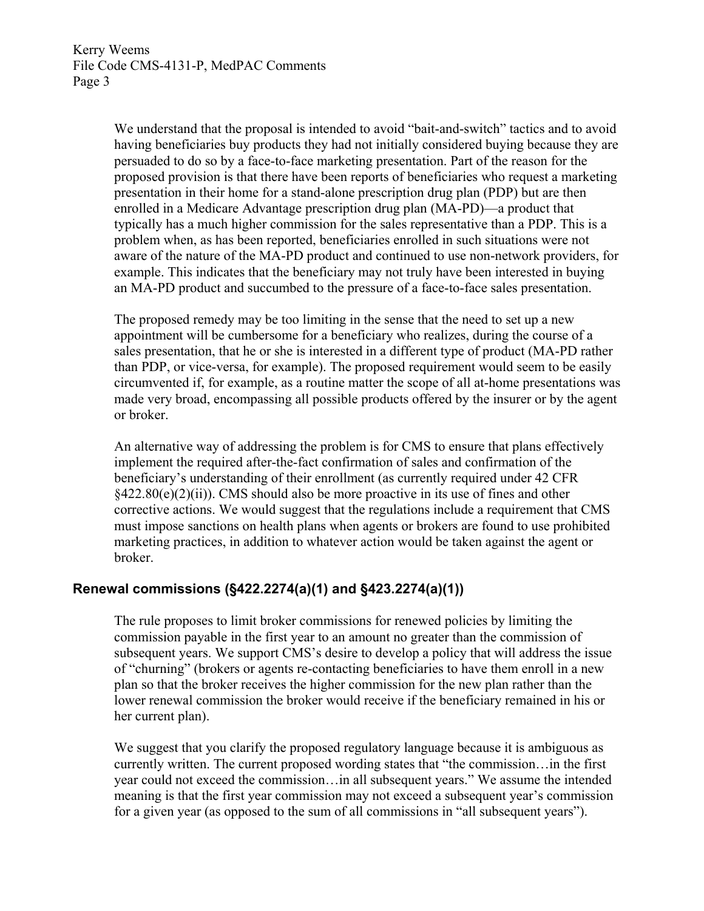We understand that the proposal is intended to avoid "bait-and-switch" tactics and to avoid having beneficiaries buy products they had not initially considered buying because they are persuaded to do so by a face-to-face marketing presentation. Part of the reason for the proposed provision is that there have been reports of beneficiaries who request a marketing presentation in their home for a stand-alone prescription drug plan (PDP) but are then enrolled in a Medicare Advantage prescription drug plan (MA-PD)—a product that typically has a much higher commission for the sales representative than a PDP. This is a problem when, as has been reported, beneficiaries enrolled in such situations were not aware of the nature of the MA-PD product and continued to use non-network providers, for example. This indicates that the beneficiary may not truly have been interested in buying an MA-PD product and succumbed to the pressure of a face-to-face sales presentation.

The proposed remedy may be too limiting in the sense that the need to set up a new appointment will be cumbersome for a beneficiary who realizes, during the course of a sales presentation, that he or she is interested in a different type of product (MA-PD rather than PDP, or vice-versa, for example). The proposed requirement would seem to be easily circumvented if, for example, as a routine matter the scope of all at-home presentations was made very broad, encompassing all possible products offered by the insurer or by the agent or broker.

An alternative way of addressing the problem is for CMS to ensure that plans effectively implement the required after-the-fact confirmation of sales and confirmation of the beneficiary's understanding of their enrollment (as currently required under 42 CFR §422.80(e)(2)(ii)). CMS should also be more proactive in its use of fines and other corrective actions. We would suggest that the regulations include a requirement that CMS must impose sanctions on health plans when agents or brokers are found to use prohibited marketing practices, in addition to whatever action would be taken against the agent or broker.

## Renewal commissions (§422.2274(a)(1) and §423.2274(a)(1))

The rule proposes to limit broker commissions for renewed policies by limiting the commission payable in the first year to an amount no greater than the commission of subsequent years. We support CMS's desire to develop a policy that will address the issue of "churning" (brokers or agents re-contacting beneficiaries to have them enroll in a new plan so that the broker receives the higher commission for the new plan rather than the lower renewal commission the broker would receive if the beneficiary remained in his or her current plan).

We suggest that you clarify the proposed regulatory language because it is ambiguous as currently written. The current proposed wording states that "the commission…in the first year could not exceed the commission…in all subsequent years." We assume the intended meaning is that the first year commission may not exceed a subsequent year's commission for a given year (as opposed to the sum of all commissions in "all subsequent years").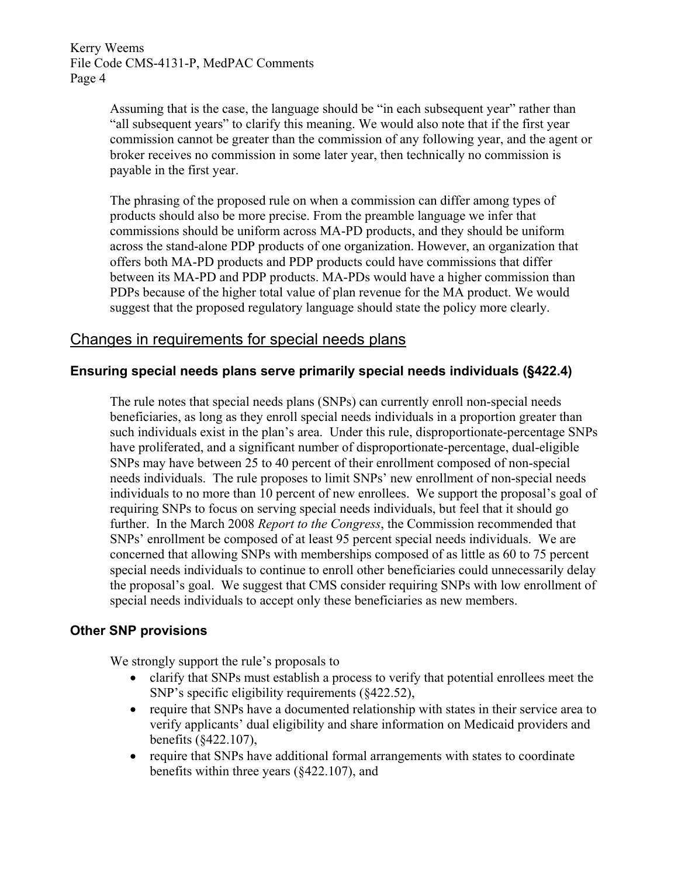Assuming that is the case, the language should be "in each subsequent year" rather than "all subsequent years" to clarify this meaning. We would also note that if the first year commission cannot be greater than the commission of any following year, and the agent or broker receives no commission in some later year, then technically no commission is payable in the first year.

The phrasing of the proposed rule on when a commission can differ among types of products should also be more precise. From the preamble language we infer that commissions should be uniform across MA-PD products, and they should be uniform across the stand-alone PDP products of one organization. However, an organization that offers both MA-PD products and PDP products could have commissions that differ between its MA-PD and PDP products. MA-PDs would have a higher commission than PDPs because of the higher total value of plan revenue for the MA product. We would suggest that the proposed regulatory language should state the policy more clearly.

## Changes in requirements for special needs plans

### Ensuring special needs plans serve primarily special needs individuals (§422.4)

The rule notes that special needs plans (SNPs) can currently enroll non-special needs beneficiaries, as long as they enroll special needs individuals in a proportion greater than such individuals exist in the plan's area. Under this rule, disproportionate-percentage SNPs have proliferated, and a significant number of disproportionate-percentage, dual-eligible SNPs may have between 25 to 40 percent of their enrollment composed of non-special needs individuals. The rule proposes to limit SNPs' new enrollment of non-special needs individuals to no more than 10 percent of new enrollees. We support the proposal's goal of requiring SNPs to focus on serving special needs individuals, but feel that it should go further. In the March 2008 *Report to the Congress*, the Commission recommended that SNPs' enrollment be composed of at least 95 percent special needs individuals. We are concerned that allowing SNPs with memberships composed of as little as 60 to 75 percent special needs individuals to continue to enroll other beneficiaries could unnecessarily delay the proposal's goal. We suggest that CMS consider requiring SNPs with low enrollment of special needs individuals to accept only these beneficiaries as new members.

### Other SNP provisions

We strongly support the rule's proposals to

- clarify that SNPs must establish a process to verify that potential enrollees meet the SNP's specific eligibility requirements (§422.52),
- require that SNPs have a documented relationship with states in their service area to verify applicants' dual eligibility and share information on Medicaid providers and benefits (§422.107),
- require that SNPs have additional formal arrangements with states to coordinate benefits within three years (§422.107), and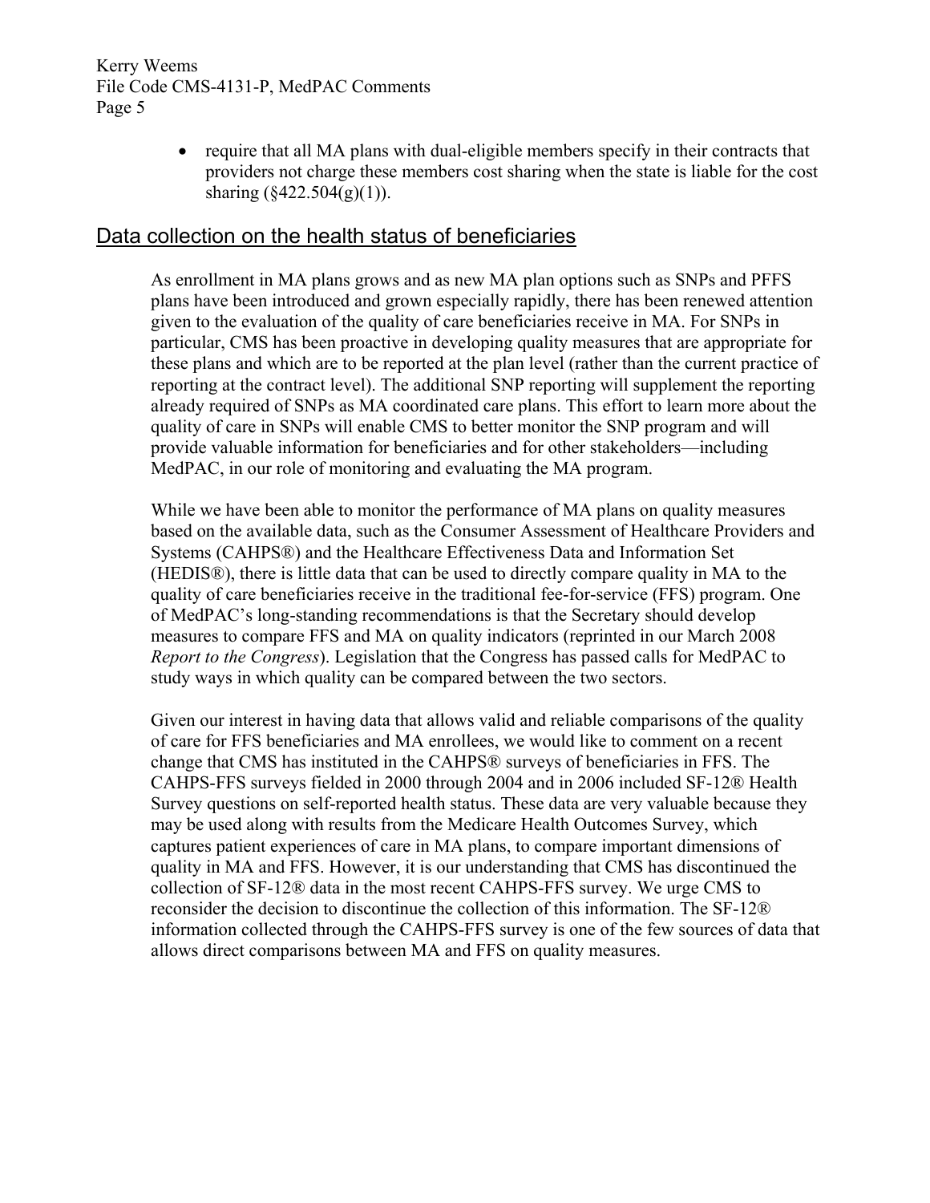- require that all MA plans with dual-eligible members specify in their contracts that providers not charge these members cost sharing when the state is liable for the cost sharing (§422.504(g)(1)).

## Data collection on the health status of beneficiaries

As enrollment in MA plans grows and as new MA plan options such as SNPs and PFFS plans have been introduced and grown especially rapidly, there has been renewed attention given to the evaluation of the quality of care beneficiaries receive in MA. For SNPs in particular, CMS has been proactive in developing quality measures that are appropriate for these plans and which are to be reported at the plan level (rather than the current practice of reporting at the contract level). The additional SNP reporting will supplement the reporting already required of SNPs as MA coordinated care plans. This effort to learn more about the quality of care in SNPs will enable CMS to better monitor the SNP program and will provide valuable information for beneficiaries and for other stakeholders—including MedPAC, in our role of monitoring and evaluating the MA program.

While we have been able to monitor the performance of MA plans on quality measures based on the available data, such as the Consumer Assessment of Healthcare Providers and Systems (CAHPS®) and the Healthcare Effectiveness Data and Information Set (HEDIS®), there is little data that can be used to directly compare quality in MA to the quality of care beneficiaries receive in the traditional fee-for-service (FFS) program. One of MedPAC's long-standing recommendations is that the Secretary should develop measures to compare FFS and MA on quality indicators (reprinted in our March 2008 *Report to the Congress*). Legislation that the Congress has passed calls for MedPAC to study ways in which quality can be compared between the two sectors.

Given our interest in having data that allows valid and reliable comparisons of the quality of care for FFS beneficiaries and MA enrollees, we would like to comment on a recent change that CMS has instituted in the CAHPS® surveys of beneficiaries in FFS. The CAHPS-FFS surveys fielded in 2000 through 2004 and in 2006 included SF-12® Health Survey questions on self-reported health status. These data are very valuable because they may be used along with results from the Medicare Health Outcomes Survey, which captures patient experiences of care in MA plans, to compare important dimensions of quality in MA and FFS. However, it is our understanding that CMS has discontinued the collection of SF-12® data in the most recent CAHPS-FFS survey. We urge CMS to reconsider the decision to discontinue the collection of this information. The SF-12® information collected through the CAHPS-FFS survey is one of the few sources of data that allows direct comparisons between MA and FFS on quality measures.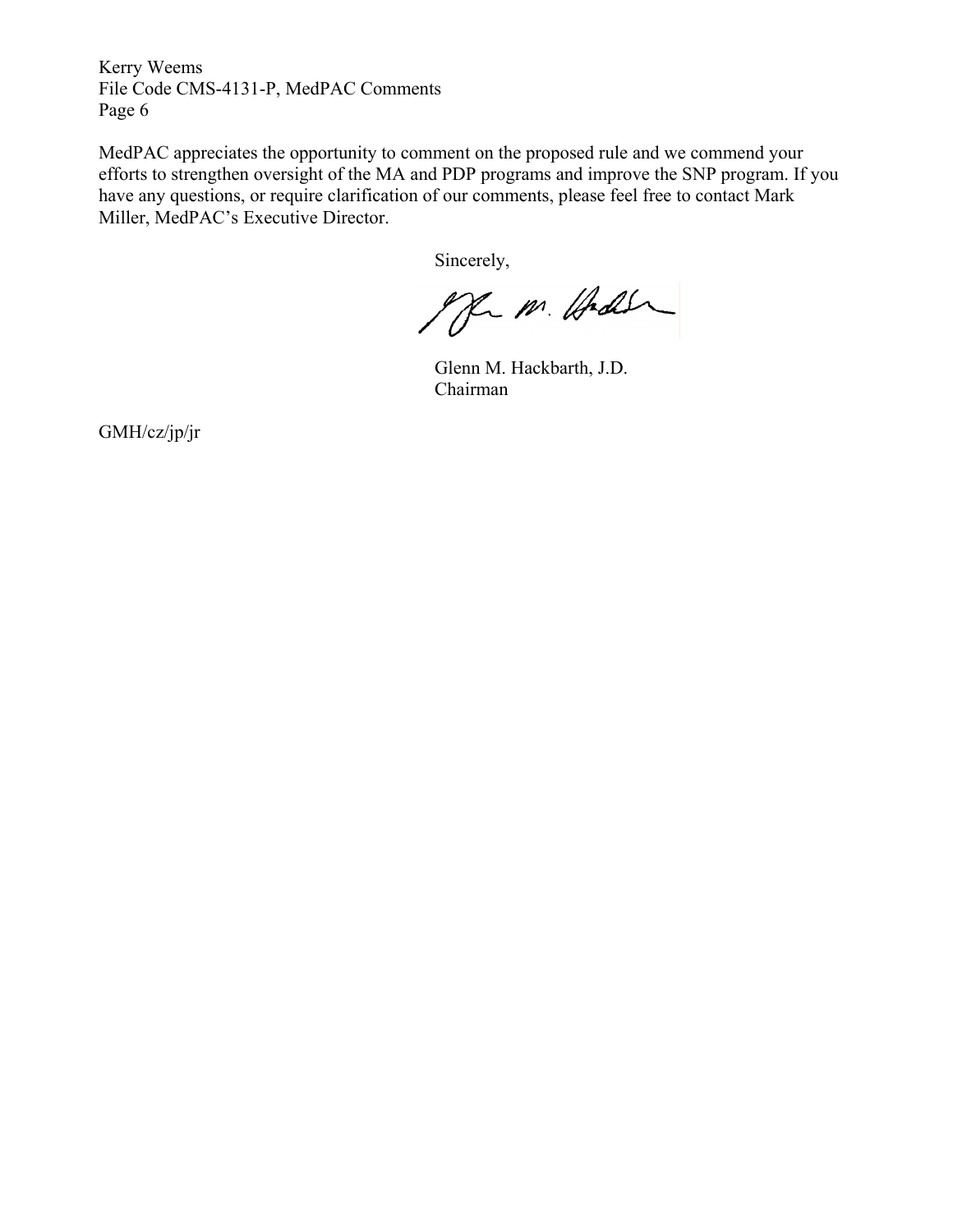MedPAC appreciates the opportunity to comment on the proposed rule and we commend your efforts to strengthen oversight of the MA and PDP programs and improve the SNP program. If you have any questions, or require clarification of our comments, please feel free to contact Mark Miller, MedPAC's Executive Director.

Sincerely,

Glenn M. Hackbarth, J.D.
Chairman

GMH/cz/jp/jr